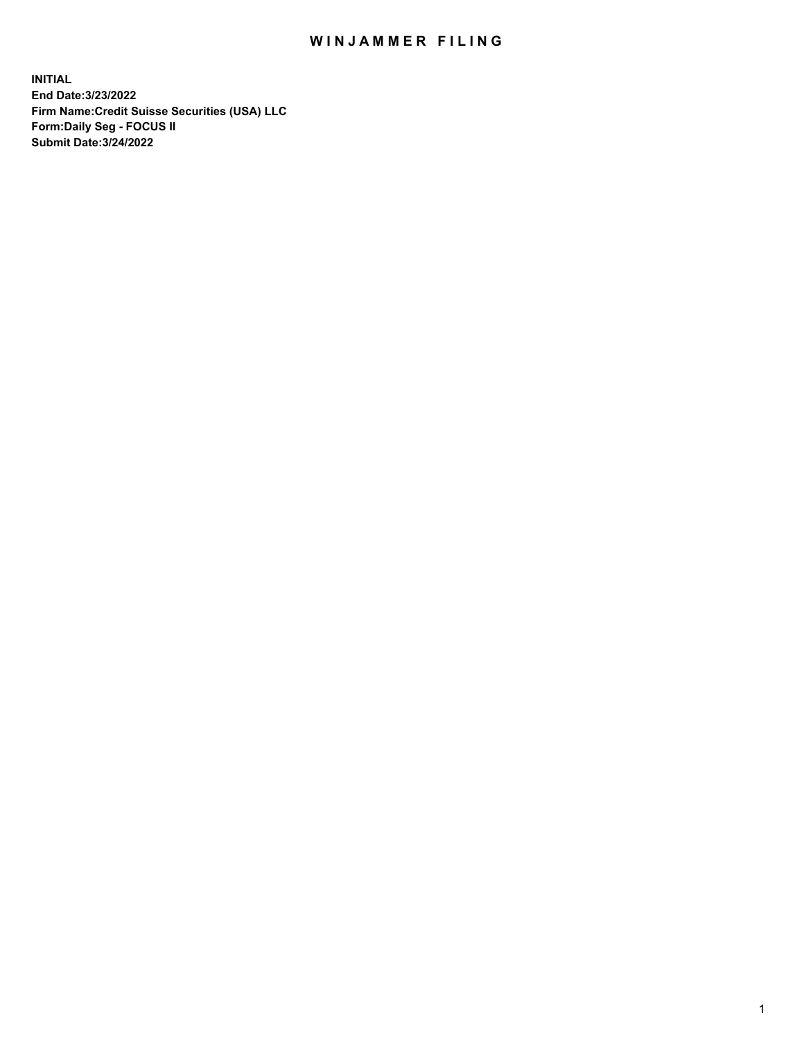# WINJAMMER FILING

**INITIAL**
**End Date:3/23/2022**
**Firm Name:Credit Suisse Securities (USA) LLC**
**Form:Daily Seg - FOCUS II**
**Submit Date:3/24/2022**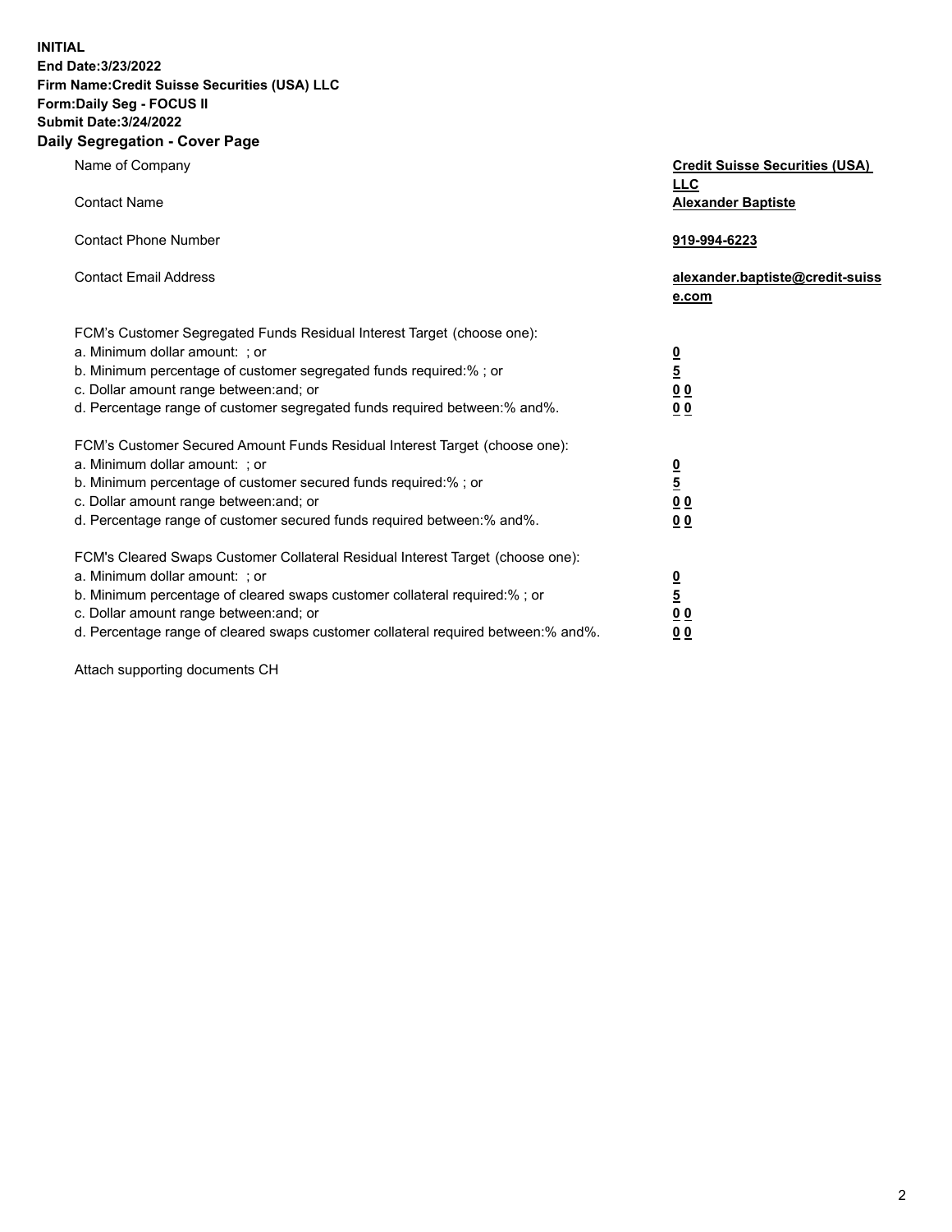**INITIAL**
**End Date:3/23/2022**
**Firm Name:Credit Suisse Securities (USA) LLC**
**Form:Daily Seg - FOCUS II**
**Submit Date:3/24/2022**

## Daily Segregation - Cover Page

| | |
|---|---|
| Name of Company | **Credit Suisse Securities (USA) LLC** |
| Contact Name | **Alexander Baptiste** |
| Contact Phone Number | **919-994-6223** |
| Contact Email Address | **alexander.baptiste@credit-suisse.com** |

FCM's Customer Segregated Funds Residual Interest Target (choose one):

| | |
|---|---|
| a. Minimum dollar amount: ; or | **0** |
| b. Minimum percentage of customer segregated funds required:% ; or | **5** |
| c. Dollar amount range between:and; or | **0 0** |
| d. Percentage range of customer segregated funds required between:% and%. | **0 0** |

FCM's Customer Secured Amount Funds Residual Interest Target (choose one):

| | |
|---|---|
| a. Minimum dollar amount: ; or | **0** |
| b. Minimum percentage of customer secured funds required:% ; or | **5** |
| c. Dollar amount range between:and; or | **0 0** |
| d. Percentage range of customer secured funds required between:% and%. | **0 0** |

FCM's Cleared Swaps Customer Collateral Residual Interest Target (choose one):

| | |
|---|---|
| a. Minimum dollar amount: ; or | **0** |
| b. Minimum percentage of cleared swaps customer collateral required:% ; or | **5** |
| c. Dollar amount range between:and; or | **0 0** |
| d. Percentage range of cleared swaps customer collateral required between:% and%. | **0 0** |

Attach supporting documents CH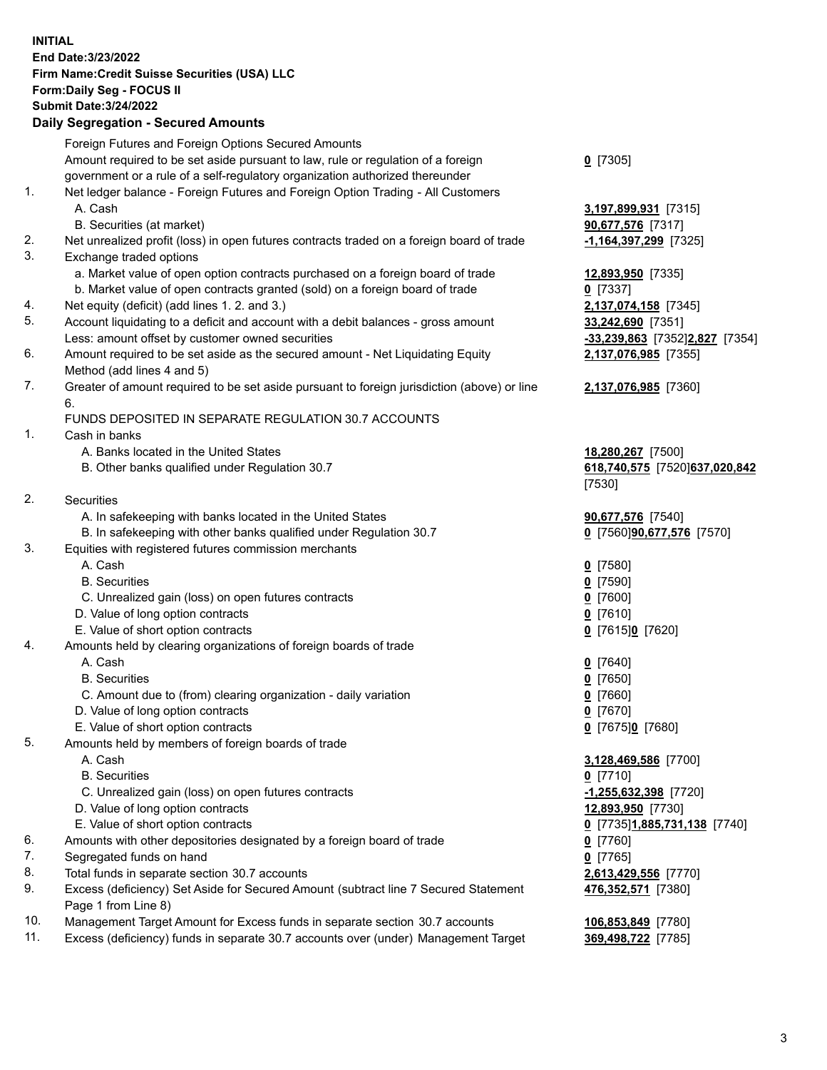**INITIAL**
**End Date:3/23/2022**
**Firm Name:Credit Suisse Securities (USA) LLC**
**Form:Daily Seg - FOCUS II**
**Submit Date:3/24/2022**

**Daily Segregation - Secured Amounts**

| | | |
|---|---|---|
| | Foreign Futures and Foreign Options Secured Amounts | |
| | Amount required to be set aside pursuant to law, rule or regulation of a foreign government or a rule of a self-regulatory organization authorized thereunder | **0** [7305] |
| 1. | Net ledger balance - Foreign Futures and Foreign Option Trading - All Customers | |
| | A. Cash | **3,197,899,931** [7315] |
| | B. Securities (at market) | **90,677,576** [7317] |
| 2. | Net unrealized profit (loss) in open futures contracts traded on a foreign board of trade | **-1,164,397,299** [7325] |
| 3. | Exchange traded options | |
| | a. Market value of open option contracts purchased on a foreign board of trade | **12,893,950** [7335] |
| | b. Market value of open contracts granted (sold) on a foreign board of trade | **0** [7337] |
| 4. | Net equity (deficit) (add lines 1. 2. and 3.) | **2,137,074,158** [7345] |
| 5. | Account liquidating to a deficit and account with a debit balances - gross amount | **33,242,690** [7351] |
| | Less: amount offset by customer owned securities | **-33,239,863** [7352]**2,827** [7354] |
| 6. | Amount required to be set aside as the secured amount - Net Liquidating Equity Method (add lines 4 and 5) | **2,137,076,985** [7355] |
| 7. | Greater of amount required to be set aside pursuant to foreign jurisdiction (above) or line 6. | **2,137,076,985** [7360] |
| | FUNDS DEPOSITED IN SEPARATE REGULATION 30.7 ACCOUNTS | |
| 1. | Cash in banks | |
| | A. Banks located in the United States | **18,280,267** [7500] |
| | B. Other banks qualified under Regulation 30.7 | **618,740,575** [7520]**637,020,842** [7530] |
| 2. | Securities | |
| | A. In safekeeping with banks located in the United States | **90,677,576** [7540] |
| | B. In safekeeping with other banks qualified under Regulation 30.7 | **0** [7560]**90,677,576** [7570] |
| 3. | Equities with registered futures commission merchants | |
| | A. Cash | **0** [7580] |
| | B. Securities | **0** [7590] |
| | C. Unrealized gain (loss) on open futures contracts | **0** [7600] |
| | D. Value of long option contracts | **0** [7610] |
| | E. Value of short option contracts | **0** [7615]**0** [7620] |
| 4. | Amounts held by clearing organizations of foreign boards of trade | |
| | A. Cash | **0** [7640] |
| | B. Securities | **0** [7650] |
| | C. Amount due to (from) clearing organization - daily variation | **0** [7660] |
| | D. Value of long option contracts | **0** [7670] |
| | E. Value of short option contracts | **0** [7675]**0** [7680] |
| 5. | Amounts held by members of foreign boards of trade | |
| | A. Cash | **3,128,469,586** [7700] |
| | B. Securities | **0** [7710] |
| | C. Unrealized gain (loss) on open futures contracts | **-1,255,632,398** [7720] |
| | D. Value of long option contracts | **12,893,950** [7730] |
| | E. Value of short option contracts | **0** [7735]**1,885,731,138** [7740] |
| 6. | Amounts with other depositories designated by a foreign board of trade | **0** [7760] |
| 7. | Segregated funds on hand | **0** [7765] |
| 8. | Total funds in separate section 30.7 accounts | **2,613,429,556** [7770] |
| 9. | Excess (deficiency) Set Aside for Secured Amount (subtract line 7 Secured Statement Page 1 from Line 8) | **476,352,571** [7380] |
| 10. | Management Target Amount for Excess funds in separate section 30.7 accounts | **106,853,849** [7780] |
| 11. | Excess (deficiency) funds in separate 30.7 accounts over (under) Management Target | **369,498,722** [7785] |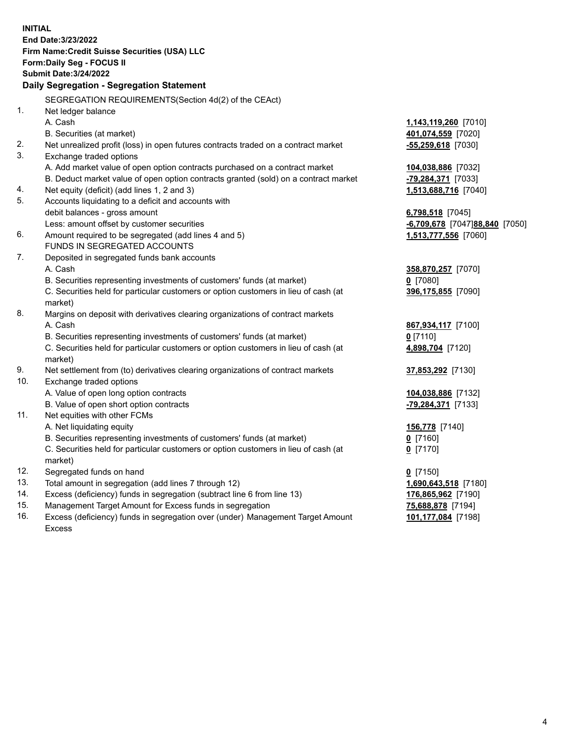**INITIAL**
**End Date:3/23/2022**
**Firm Name:Credit Suisse Securities (USA) LLC**
**Form:Daily Seg - FOCUS II**
**Submit Date:3/24/2022**

## Daily Segregation - Segregation Statement

SEGREGATION REQUIREMENTS(Section 4d(2) of the CEAct)

| | | |
|---|---|---|
| 1. | Net ledger balance | |
| | A. Cash | **1,143,119,260** [7010] |
| | B. Securities (at market) | **401,074,559** [7020] |
| 2. | Net unrealized profit (loss) in open futures contracts traded on a contract market | **-55,259,618** [7030] |
| 3. | Exchange traded options | |
| | A. Add market value of open option contracts purchased on a contract market | **104,038,886** [7032] |
| | B. Deduct market value of open option contracts granted (sold) on a contract market | **-79,284,371** [7033] |
| 4. | Net equity (deficit) (add lines 1, 2 and 3) | **1,513,688,716** [7040] |
| 5. | Accounts liquidating to a deficit and accounts with debit balances - gross amount | **6,798,518** [7045] |
| | Less: amount offset by customer securities | **-6,709,678** [7047]**88,840** [7050] |
| 6. | Amount required to be segregated (add lines 4 and 5) | **1,513,777,556** [7060] |
| | FUNDS IN SEGREGATED ACCOUNTS | |
| 7. | Deposited in segregated funds bank accounts | |
| | A. Cash | **358,870,257** [7070] |
| | B. Securities representing investments of customers' funds (at market) | **0** [7080] |
| | C. Securities held for particular customers or option customers in lieu of cash (at market) | **396,175,855** [7090] |
| 8. | Margins on deposit with derivatives clearing organizations of contract markets | |
| | A. Cash | **867,934,117** [7100] |
| | B. Securities representing investments of customers' funds (at market) | **0** [7110] |
| | C. Securities held for particular customers or option customers in lieu of cash (at market) | **4,898,704** [7120] |
| 9. | Net settlement from (to) derivatives clearing organizations of contract markets | **37,853,292** [7130] |
| 10. | Exchange traded options | |
| | A. Value of open long option contracts | **104,038,886** [7132] |
| | B. Value of open short option contracts | **-79,284,371** [7133] |
| 11. | Net equities with other FCMs | |
| | A. Net liquidating equity | **156,778** [7140] |
| | B. Securities representing investments of customers' funds (at market) | **0** [7160] |
| | C. Securities held for particular customers or option customers in lieu of cash (at market) | **0** [7170] |
| 12. | Segregated funds on hand | **0** [7150] |
| 13. | Total amount in segregation (add lines 7 through 12) | **1,690,643,518** [7180] |
| 14. | Excess (deficiency) funds in segregation (subtract line 6 from line 13) | **176,865,962** [7190] |
| 15. | Management Target Amount for Excess funds in segregation | **75,688,878** [7194] |
| 16. | Excess (deficiency) funds in segregation over (under) Management Target Amount Excess | **101,177,084** [7198] |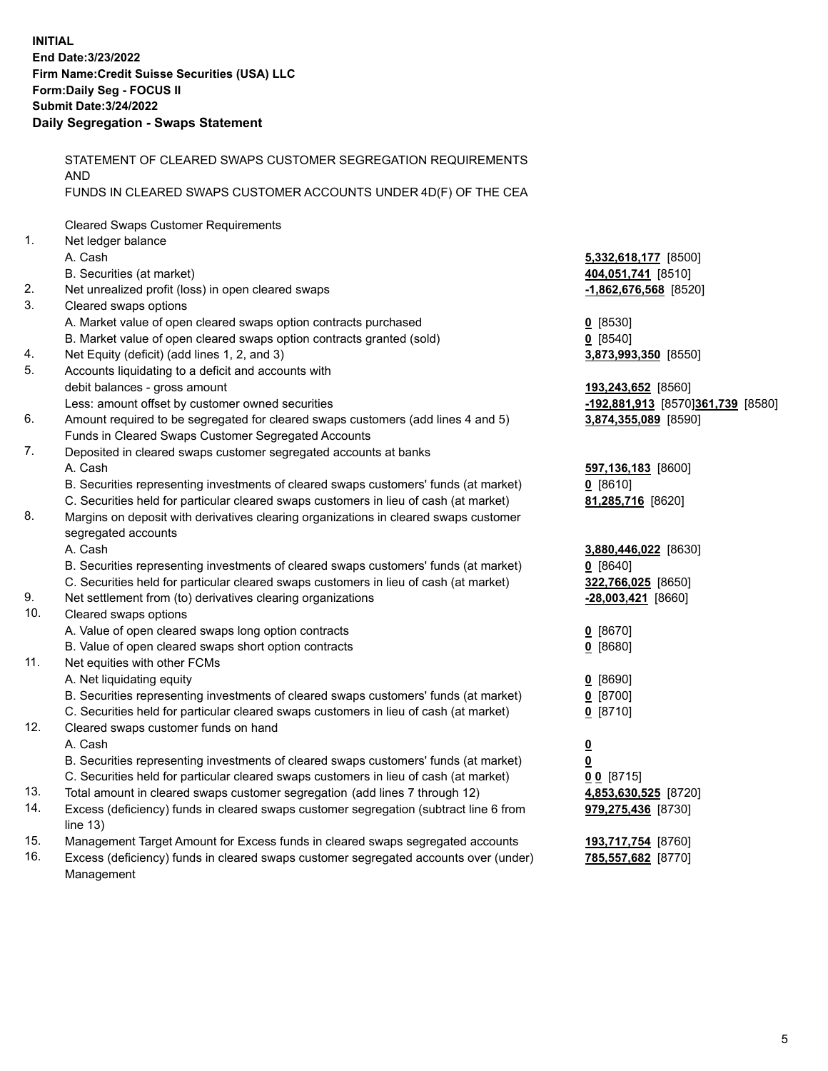**INITIAL**
**End Date:3/23/2022**
**Firm Name:Credit Suisse Securities (USA) LLC**
**Form:Daily Seg - FOCUS II**
**Submit Date:3/24/2022**
**Daily Segregation - Swaps Statement**

STATEMENT OF CLEARED SWAPS CUSTOMER SEGREGATION REQUIREMENTS AND FUNDS IN CLEARED SWAPS CUSTOMER ACCOUNTS UNDER 4D(F) OF THE CEA

| | | |
|---|---|---|
| | Cleared Swaps Customer Requirements | |
| 1. | Net ledger balance | |
| | A. Cash | **5,332,618,177** [8500] |
| | B. Securities (at market) | **404,051,741** [8510] |
| 2. | Net unrealized profit (loss) in open cleared swaps | **-1,862,676,568** [8520] |
| 3. | Cleared swaps options | |
| | A. Market value of open cleared swaps option contracts purchased | **0** [8530] |
| | B. Market value of open cleared swaps option contracts granted (sold) | **0** [8540] |
| 4. | Net Equity (deficit) (add lines 1, 2, and 3) | **3,873,993,350** [8550] |
| 5. | Accounts liquidating to a deficit and accounts with debit balances - gross amount | **193,243,652** [8560] |
| | Less: amount offset by customer owned securities | **-192,881,913** [8570]**361,739** [8580] |
| 6. | Amount required to be segregated for cleared swaps customers (add lines 4 and 5) | **3,874,355,089** [8590] |
| | Funds in Cleared Swaps Customer Segregated Accounts | |
| 7. | Deposited in cleared swaps customer segregated accounts at banks | |
| | A. Cash | **597,136,183** [8600] |
| | B. Securities representing investments of cleared swaps customers' funds (at market) | **0** [8610] |
| | C. Securities held for particular cleared swaps customers in lieu of cash (at market) | **81,285,716** [8620] |
| 8. | Margins on deposit with derivatives clearing organizations in cleared swaps customer segregated accounts | |
| | A. Cash | **3,880,446,022** [8630] |
| | B. Securities representing investments of cleared swaps customers' funds (at market) | **0** [8640] |
| | C. Securities held for particular cleared swaps customers in lieu of cash (at market) | **322,766,025** [8650] |
| 9. | Net settlement from (to) derivatives clearing organizations | **-28,003,421** [8660] |
| 10. | Cleared swaps options | |
| | A. Value of open cleared swaps long option contracts | **0** [8670] |
| | B. Value of open cleared swaps short option contracts | **0** [8680] |
| 11. | Net equities with other FCMs | |
| | A. Net liquidating equity | **0** [8690] |
| | B. Securities representing investments of cleared swaps customers' funds (at market) | **0** [8700] |
| | C. Securities held for particular cleared swaps customers in lieu of cash (at market) | **0** [8710] |
| 12. | Cleared swaps customer funds on hand | |
| | A. Cash | **0** |
| | B. Securities representing investments of cleared swaps customers' funds (at market) | **0** |
| | C. Securities held for particular cleared swaps customers in lieu of cash (at market) | **0** **0** [8715] |
| 13. | Total amount in cleared swaps customer segregation (add lines 7 through 12) | **4,853,630,525** [8720] |
| 14. | Excess (deficiency) funds in cleared swaps customer segregation (subtract line 6 from line 13) | **979,275,436** [8730] |
| 15. | Management Target Amount for Excess funds in cleared swaps segregated accounts | **193,717,754** [8760] |
| 16. | Excess (deficiency) funds in cleared swaps customer segregated accounts over (under) Management | **785,557,682** [8770] |